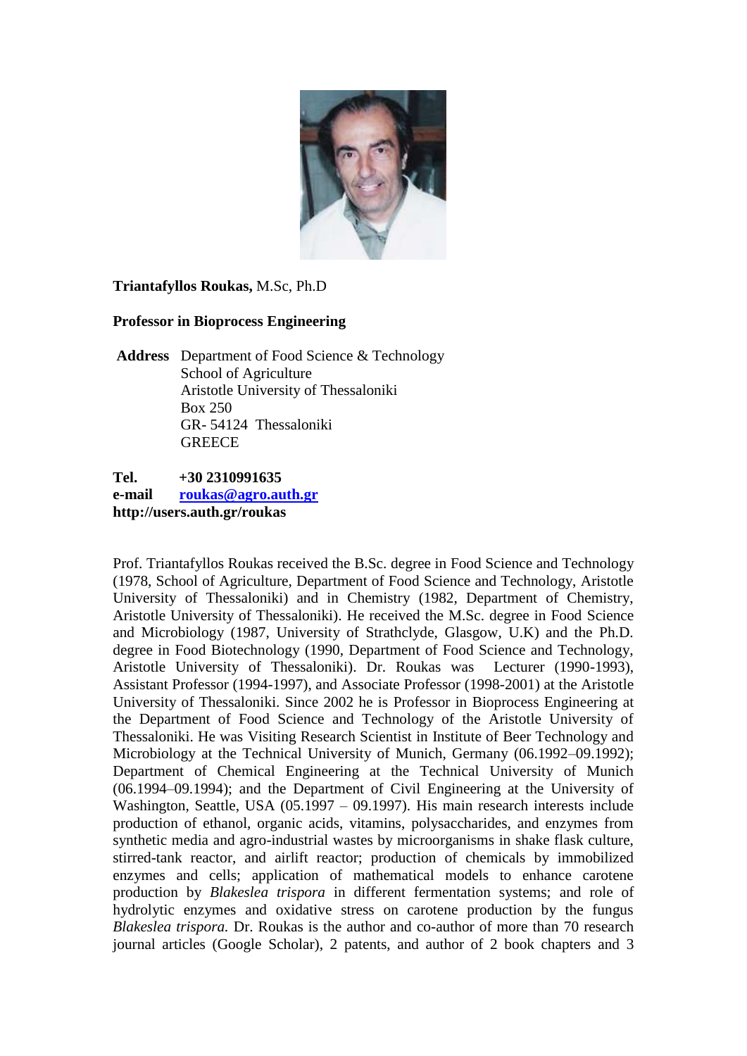**Triantafyllos Roukas,** M.Sc, Ph.D

**Professor in Bioprocess Engineering**

**Address** Department of Food Science & Technology
School of Agriculture
Aristotle University of Thessaloniki
Box 250
GR- 54124 Thessaloniki
GREECE

**Tel.** **+30 2310991635**
**e-mail** **roukas@agro.auth.gr**
**http://users.auth.gr/roukas**

Prof. Triantafyllos Roukas received the B.Sc. degree in Food Science and Technology (1978, School of Agriculture, Department of Food Science and Technology, Aristotle University of Thessaloniki) and in Chemistry (1982, Department of Chemistry, Aristotle University of Thessaloniki). He received the M.Sc. degree in Food Science and Microbiology (1987, University of Strathclyde, Glasgow, U.K) and the Ph.D. degree in Food Biotechnology (1990, Department of Food Science and Technology, Aristotle University of Thessaloniki). Dr. Roukas was Lecturer (1990-1993), Assistant Professor (1994-1997), and Associate Professor (1998-2001) at the Aristotle University of Thessaloniki. Since 2002 he is Professor in Bioprocess Engineering at the Department of Food Science and Technology of the Aristotle University of Thessaloniki. He was Visiting Research Scientist in Institute of Beer Technology and Microbiology at the Technical University of Munich, Germany (06.1992–09.1992); Department of Chemical Engineering at the Technical University of Munich (06.1994–09.1994); and the Department of Civil Engineering at the University of Washington, Seattle, USA (05.1997 – 09.1997). His main research interests include production of ethanol, organic acids, vitamins, polysaccharides, and enzymes from synthetic media and agro-industrial wastes by microorganisms in shake flask culture, stirred-tank reactor, and airlift reactor; production of chemicals by immobilized enzymes and cells; application of mathematical models to enhance carotene production by *Blakeslea trispora* in different fermentation systems; and role of hydrolytic enzymes and oxidative stress on carotene production by the fungus *Blakeslea trispora.* Dr. Roukas is the author and co-author of more than 70 research journal articles (Google Scholar), 2 patents, and author of 2 book chapters and 3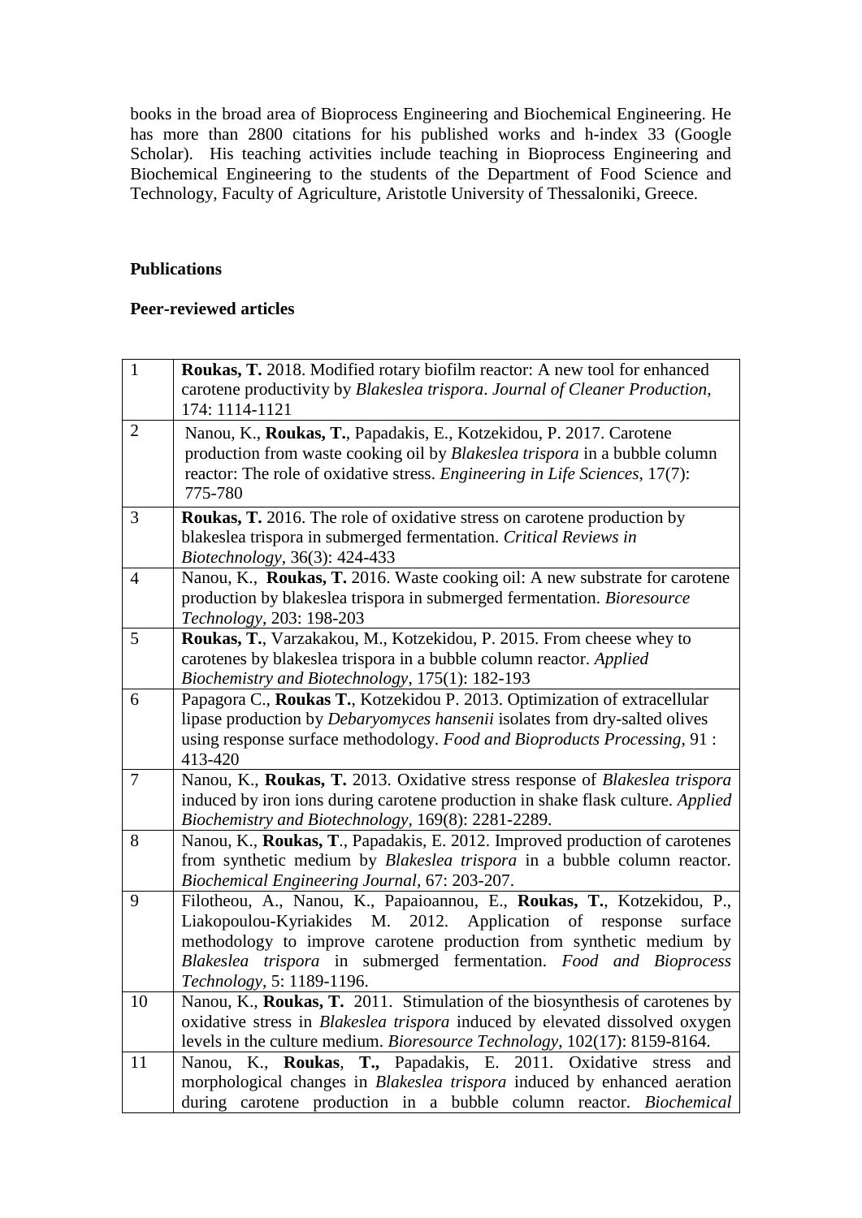books in the broad area of Bioprocess Engineering and Biochemical Engineering. He has more than 2800 citations for his published works and h-index 33 (Google Scholar). His teaching activities include teaching in Bioprocess Engineering and Biochemical Engineering to the students of the Department of Food Science and Technology, Faculty of Agriculture, Aristotle University of Thessaloniki, Greece.

## Publications

### Peer-reviewed articles

| | |
|---|---|
| 1 | **Roukas, T.** 2018. Modified rotary biofilm reactor: A new tool for enhanced carotene productivity by *Blakeslea trispora*. *Journal of Cleaner Production*, 174: 1114-1121 |
| 2 | Nanou, K., **Roukas, T.**, Papadakis, E., Kotzekidou, P. 2017. Carotene production from waste cooking oil by *Blakeslea trispora* in a bubble column reactor: The role of oxidative stress. *Engineering in Life Sciences*, 17(7): 775-780 |
| 3 | **Roukas, T.** 2016. The role of oxidative stress on carotene production by blakeslea trispora in submerged fermentation. *Critical Reviews in Biotechnology*, 36(3): 424-433 |
| 4 | Nanou, K., **Roukas, T.** 2016. Waste cooking oil: A new substrate for carotene production by blakeslea trispora in submerged fermentation. *Bioresource Technology*, 203: 198-203 |
| 5 | **Roukas, T.**, Varzakakou, M., Kotzekidou, P. 2015. From cheese whey to carotenes by blakeslea trispora in a bubble column reactor. *Applied Biochemistry and Biotechnology*, 175(1): 182-193 |
| 6 | Papagora C., **Roukas T.**, Kotzekidou P. 2013. Optimization of extracellular lipase production by *Debaryomyces hansenii* isolates from dry-salted olives using response surface methodology. *Food and Bioproducts Processing*, 91 : 413-420 |
| 7 | Nanou, K., **Roukas, T.** 2013. Oxidative stress response of *Blakeslea trispora* induced by iron ions during carotene production in shake flask culture. *Applied Biochemistry and Biotechnology*, 169(8): 2281-2289. |
| 8 | Nanou, K., **Roukas, T**., Papadakis, E. 2012. Improved production of carotenes from synthetic medium by *Blakeslea trispora* in a bubble column reactor. *Biochemical Engineering Journal*, 67: 203-207. |
| 9 | Filotheou, A., Nanou, K., Papaioannou, E., **Roukas, T.**, Kotzekidou, P., Liakopoulou-Kyriakides M. 2012. Application of response surface methodology to improve carotene production from synthetic medium by *Blakeslea trispora* in submerged fermentation. *Food and Bioprocess Technology*, 5: 1189-1196. |
| 10 | Nanou, K., **Roukas, T.** 2011. Stimulation of the biosynthesis of carotenes by oxidative stress in *Blakeslea trispora* induced by elevated dissolved oxygen levels in the culture medium. *Bioresource Technology*, 102(17): 8159-8164. |
| 11 | Nanou, K., **Roukas**, **T.,** Papadakis, E. 2011. Oxidative stress and morphological changes in *Blakeslea trispora* induced by enhanced aeration during carotene production in a bubble column reactor. *Biochemical* |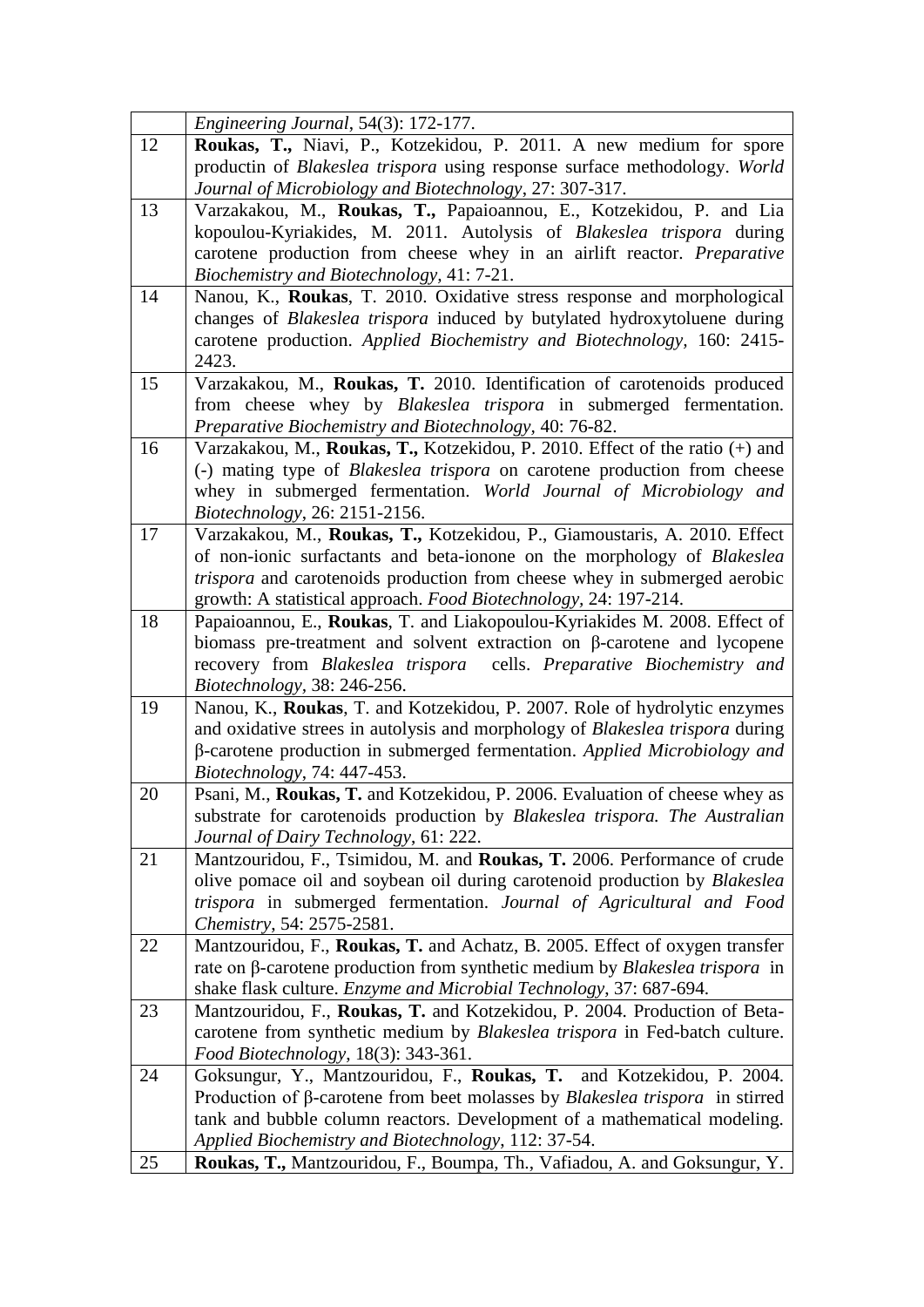| | |
|---|---|
| | *Engineering Journal*, 54(3): 172-177. |
| 12 | **Roukas, T.,** Niavi, P., Kotzekidou, P. 2011. A new medium for spore productin of *Blakeslea trispora* using response surface methodology. *World Journal of Microbiology and Biotechnology*, 27: 307-317. |
| 13 | Varzakakou, M., **Roukas, T.,** Papaioannou, E., Kotzekidou, P. and Lia kopoulou-Kyriakides, M. 2011. Autolysis of *Blakeslea trispora* during carotene production from cheese whey in an airlift reactor. *Preparative Biochemistry and Biotechnology*, 41: 7-21. |
| 14 | Nanou, K., **Roukas**, T. 2010. Oxidative stress response and morphological changes of *Blakeslea trispora* induced by butylated hydroxytoluene during carotene production. *Applied Biochemistry and Biotechnology*, 160: 2415-2423. |
| 15 | Varzakakou, M., **Roukas, T.** 2010. Identification of carotenoids produced from cheese whey by *Blakeslea trispora* in submerged fermentation. *Preparative Biochemistry and Biotechnology*, 40: 76-82. |
| 16 | Varzakakou, M., **Roukas, T.,** Kotzekidou, P. 2010. Effect of the ratio (+) and (-) mating type of *Blakeslea trispora* on carotene production from cheese whey in submerged fermentation. *World Journal of Microbiology and Biotechnology*, 26: 2151-2156. |
| 17 | Varzakakou, M., **Roukas, T.,** Kotzekidou, P., Giamoustaris, A. 2010. Effect of non-ionic surfactants and beta-ionone on the morphology of *Blakeslea trispora* and carotenoids production from cheese whey in submerged aerobic growth: A statistical approach. *Food Biotechnology*, 24: 197-214. |
| 18 | Papaioannou, E., **Roukas**, T. and Liakopoulou-Kyriakides M. 2008. Effect of biomass pre-treatment and solvent extraction on β-carotene and lycopene recovery from *Blakeslea trispora* cells. *Preparative Biochemistry and Biotechnology*, 38: 246-256. |
| 19 | Nanou, K., **Roukas**, T. and Kotzekidou, P. 2007. Role of hydrolytic enzymes and oxidative strees in autolysis and morphology of *Blakeslea trispora* during β-carotene production in submerged fermentation. *Applied Microbiology and Biotechnology*, 74: 447-453. |
| 20 | Psani, M., **Roukas, T.** and Kotzekidou, P. 2006. Evaluation of cheese whey as substrate for carotenoids production by *Blakeslea trispora. The Australian Journal of Dairy Technology*, 61: 222. |
| 21 | Mantzouridou, F., Tsimidou, M. and **Roukas, T.** 2006. Performance of crude olive pomace oil and soybean oil during carotenoid production by *Blakeslea trispora* in submerged fermentation. *Journal of Agricultural and Food Chemistry*, 54: 2575-2581. |
| 22 | Mantzouridou, F., **Roukas, T.** and Achatz, B. 2005. Effect of oxygen transfer rate on β-carotene production from synthetic medium by *Blakeslea trispora* in shake flask culture. *Enzyme and Microbial Technology*, 37: 687-694. |
| 23 | Mantzouridou, F., **Roukas, T.** and Kotzekidou, P. 2004. Production of Beta-carotene from synthetic medium by *Blakeslea trispora* in Fed-batch culture. *Food Biotechnology*, 18(3): 343-361. |
| 24 | Goksungur, Y., Mantzouridou, F., **Roukas, T.** and Kotzekidou, P. 2004. Production of β-carotene from beet molasses by *Blakeslea trispora* in stirred tank and bubble column reactors. Development of a mathematical modeling. *Applied Biochemistry and Biotechnology*, 112: 37-54. |
| 25 | **Roukas, T.,** Mantzouridou, F., Boumpa, Th., Vafiadou, A. and Goksungur, Y. |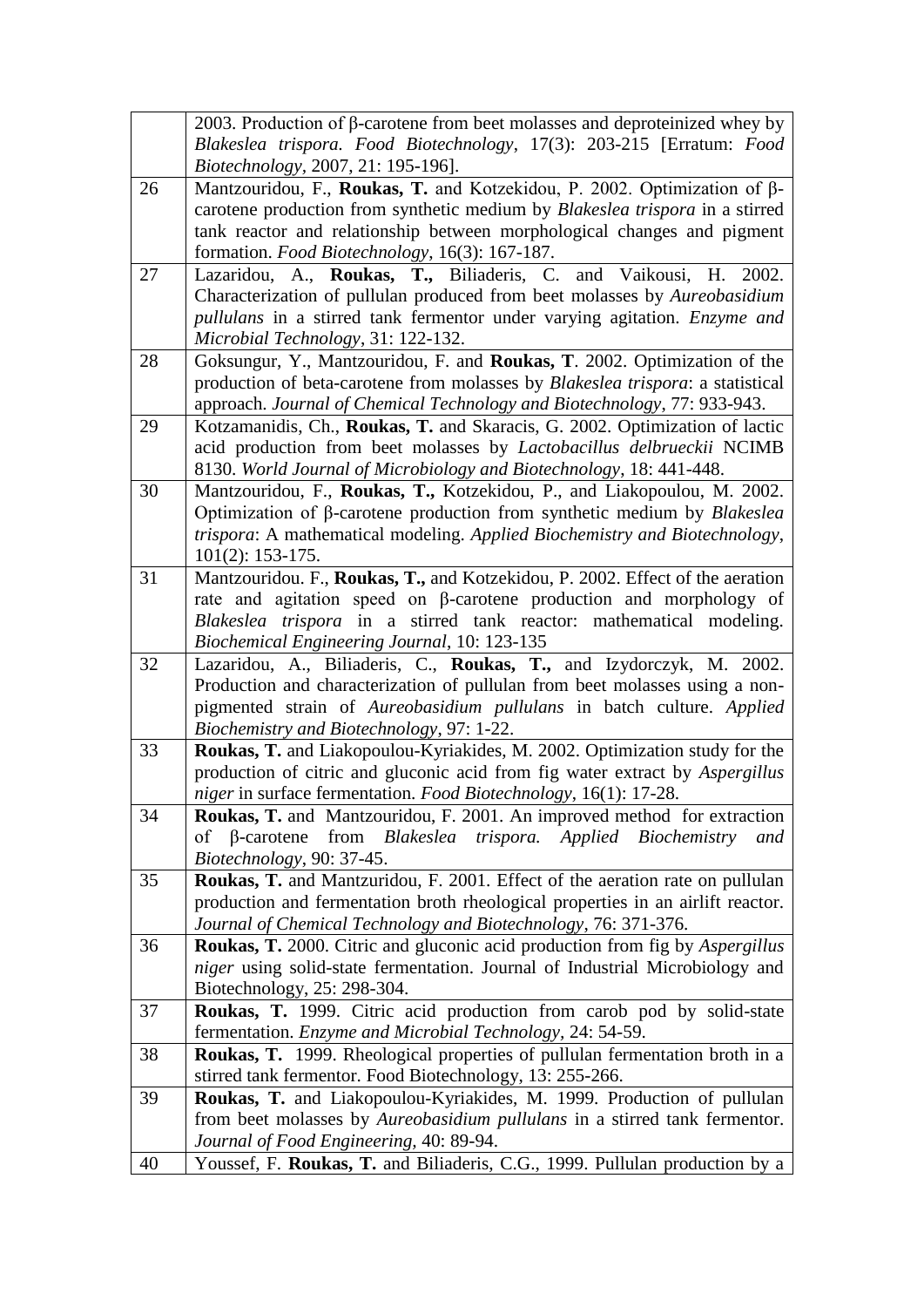|  |  |
|---|---|
|  | 2003. Production of β-carotene from beet molasses and deproteinized whey by *Blakeslea trispora. Food Biotechnology*, 17(3): 203-215 [Erratum: *Food Biotechnology*, 2007, 21: 195-196]. |
| 26 | Mantzouridou, F., **Roukas, T.** and Kotzekidou, P. 2002. Optimization of β-carotene production from synthetic medium by *Blakeslea trispora* in a stirred tank reactor and relationship between morphological changes and pigment formation. *Food Biotechnology*, 16(3): 167-187. |
| 27 | Lazaridou, A., **Roukas, T.,** Biliaderis, C. and Vaikousi, H. 2002. Characterization of pullulan produced from beet molasses by *Aureobasidium pullulans* in a stirred tank fermentor under varying agitation. *Enzyme and Microbial Technology*, 31: 122-132. |
| 28 | Goksungur, Y., Mantzouridou, F. and **Roukas, T**. 2002. Optimization of the production of beta-carotene from molasses by *Blakeslea trispora*: a statistical approach. *Journal of Chemical Technology and Biotechnology*, 77: 933-943. |
| 29 | Kotzamanidis, Ch., **Roukas, T.** and Skaracis, G. 2002. Optimization of lactic acid production from beet molasses by *Lactobacillus delbrueckii* NCIMB 8130. *World Journal of Microbiology and Biotechnology*, 18: 441-448. |
| 30 | Mantzouridou, F., **Roukas, T.,** Kotzekidou, P., and Liakopoulou, M. 2002. Optimization of β-carotene production from synthetic medium by *Blakeslea trispora*: A mathematical modeling. *Applied Biochemistry and Biotechnology*, 101(2): 153-175. |
| 31 | Mantzouridou. F., **Roukas, T.,** and Kotzekidou, P. 2002. Effect of the aeration rate and agitation speed on β-carotene production and morphology of *Blakeslea trispora* in a stirred tank reactor: mathematical modeling. *Biochemical Engineering Journal*, 10: 123-135 |
| 32 | Lazaridou, A., Biliaderis, C., **Roukas, T.,** and Izydorczyk, M. 2002. Production and characterization of pullulan from beet molasses using a non-pigmented strain of *Aureobasidium pullulans* in batch culture. *Applied Biochemistry and Biotechnology*, 97: 1-22. |
| 33 | **Roukas, T.** and Liakopoulou-Kyriakides, M. 2002. Optimization study for the production of citric and gluconic acid from fig water extract by *Aspergillus niger* in surface fermentation. *Food Biotechnology*, 16(1): 17-28. |
| 34 | **Roukas, T.** and Mantzouridou, F. 2001. An improved method for extraction of β-carotene from *Blakeslea trispora. Applied Biochemistry and Biotechnology*, 90: 37-45. |
| 35 | **Roukas, T.** and Mantzouridou, F. 2001. Effect of the aeration rate on pullulan production and fermentation broth rheological properties in an airlift reactor. *Journal of Chemical Technology and Biotechnology*, 76: 371-376. |
| 36 | **Roukas, T.** 2000. Citric and gluconic acid production from fig by *Aspergillus niger* using solid-state fermentation. Journal of Industrial Microbiology and Biotechnology, 25: 298-304. |
| 37 | **Roukas, T.** 1999. Citric acid production from carob pod by solid-state fermentation. *Enzyme and Microbial Technology*, 24: 54-59. |
| 38 | **Roukas, T.** 1999. Rheological properties of pullulan fermentation broth in a stirred tank fermentor. Food Biotechnology, 13: 255-266. |
| 39 | **Roukas, T.** and Liakopoulou-Kyriakides, M. 1999. Production of pullulan from beet molasses by *Aureobasidium pullulans* in a stirred tank fermentor. *Journal of Food Engineering*, 40: 89-94. |
| 40 | Youssef, F. **Roukas, T.** and Biliaderis, C.G., 1999. Pullulan production by a |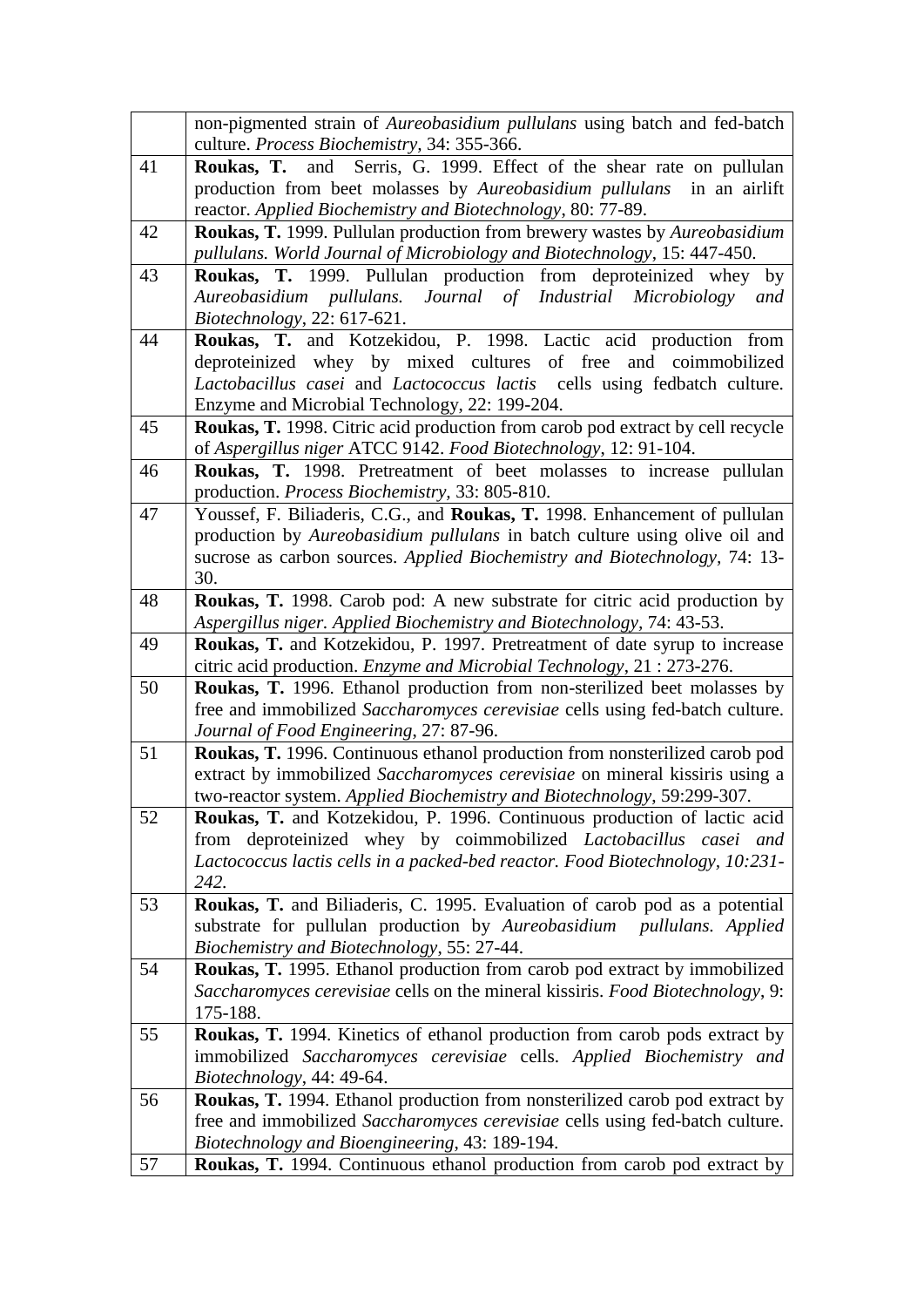| | |
|---|---|
| | non-pigmented strain of *Aureobasidium pullulans* using batch and fed-batch culture. *Process Biochemistry*, 34: 355-366. |
| 41 | **Roukas, T.** and Serris, G. 1999. Effect of the shear rate on pullulan production from beet molasses by *Aureobasidium pullulans* in an airlift reactor. *Applied Biochemistry and Biotechnology*, 80: 77-89. |
| 42 | **Roukas, T.** 1999. Pullulan production from brewery wastes by *Aureobasidium pullulans. World Journal of Microbiology and Biotechnology*, 15: 447-450. |
| 43 | **Roukas, T.** 1999. Pullulan production from deproteinized whey by *Aureobasidium pullulans. Journal of Industrial Microbiology and Biotechnology*, 22: 617-621. |
| 44 | **Roukas, T.** and Kotzekidou, P. 1998. Lactic acid production from deproteinized whey by mixed cultures of free and coimmobilized *Lactobacillus casei* and *Lactococcus lactis* cells using fedbatch culture. Enzyme and Microbial Technology, 22: 199-204. |
| 45 | **Roukas, T.** 1998. Citric acid production from carob pod extract by cell recycle of *Aspergillus niger* ATCC 9142. *Food Biotechnology*, 12: 91-104. |
| 46 | **Roukas, T.** 1998. Pretreatment of beet molasses to increase pullulan production. *Process Biochemistry*, 33: 805-810. |
| 47 | Youssef, F. Biliaderis, C.G., and **Roukas, T.** 1998. Enhancement of pullulan production by *Aureobasidium pullulans* in batch culture using olive oil and sucrose as carbon sources. *Applied Biochemistry and Biotechnology*, 74: 13-30. |
| 48 | **Roukas, T.** 1998. Carob pod: A new substrate for citric acid production by *Aspergillus niger. Applied Biochemistry and Biotechnology*, 74: 43-53. |
| 49 | **Roukas, T.** and Kotzekidou, P. 1997. Pretreatment of date syrup to increase citric acid production. *Enzyme and Microbial Technology*, 21 : 273-276. |
| 50 | **Roukas, T.** 1996. Ethanol production from non-sterilized beet molasses by free and immobilized *Saccharomyces cerevisiae* cells using fed-batch culture. *Journal of Food Engineering*, 27: 87-96. |
| 51 | **Roukas, T.** 1996. Continuous ethanol production from nonsterilized carob pod extract by immobilized *Saccharomyces cerevisiae* on mineral kissiris using a two-reactor system. *Applied Biochemistry and Biotechnology*, 59:299-307. |
| 52 | **Roukas, T.** and Kotzekidou, P. 1996. Continuous production of lactic acid from deproteinized whey by coimmobilized *Lactobacillus casei and Lactococcus lactis cells in a packed-bed reactor. Food Biotechnology, 10:231-242.* |
| 53 | **Roukas, T.** and Biliaderis, C. 1995. Evaluation of carob pod as a potential substrate for pullulan production by *Aureobasidium pullulans. Applied Biochemistry and Biotechnology*, 55: 27-44. |
| 54 | **Roukas, T.** 1995. Ethanol production from carob pod extract by immobilized *Saccharomyces cerevisiae* cells on the mineral kissiris. *Food Biotechnology*, 9: 175-188. |
| 55 | **Roukas, T.** 1994. Kinetics of ethanol production from carob pods extract by immobilized *Saccharomyces cerevisiae* cells. *Applied Biochemistry and Biotechnology*, 44: 49-64. |
| 56 | **Roukas, T.** 1994. Ethanol production from nonsterilized carob pod extract by free and immobilized *Saccharomyces cerevisiae* cells using fed-batch culture. *Biotechnology and Bioengineering*, 43: 189-194. |
| 57 | **Roukas, T.** 1994. Continuous ethanol production from carob pod extract by |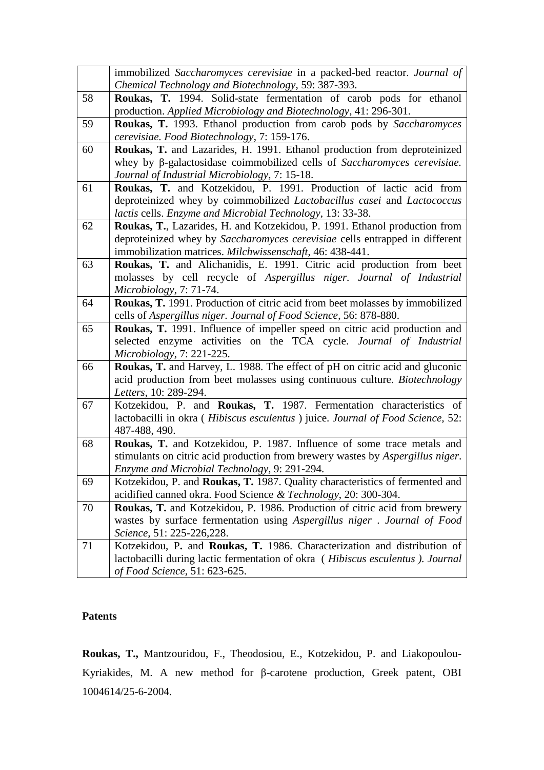| | |
|---|---|
| | immobilized *Saccharomyces cerevisiae* in a packed-bed reactor. *Journal of Chemical Technology and Biotechnology*, 59: 387-393. |
| 58 | **Roukas, T.** 1994. Solid-state fermentation of carob pods for ethanol production. *Applied Microbiology and Biotechnology*, 41: 296-301. |
| 59 | **Roukas, T.** 1993. Ethanol production from carob pods by *Saccharomyces cerevisiae. Food Biotechnology*, 7: 159-176. |
| 60 | **Roukas, T.** and Lazarides, H. 1991. Ethanol production from deproteinized whey by β-galactosidase coimmobilized cells of *Saccharomyces cerevisiae. Journal of Industrial Microbiology*, 7: 15-18. |
| 61 | **Roukas, T.** and Kotzekidou, P. 1991. Production of lactic acid from deproteinized whey by coimmobilized *Lactobacillus casei* and *Lactococcus lactis* cells. *Enzyme and Microbial Technology*, 13: 33-38. |
| 62 | **Roukas, T.**, Lazarides, H. and Kotzekidou, P. 1991. Ethanol production from deproteinized whey by *Saccharomyces cerevisiae* cells entrapped in different immobilization matrices. *Milchwissenschaft*, 46: 438-441. |
| 63 | **Roukas, T.** and Alichanidis, E. 1991. Citric acid production from beet molasses by cell recycle of *Aspergillus niger. Journal of Industrial Microbiology*, 7: 71-74. |
| 64 | **Roukas, T.** 1991. Production of citric acid from beet molasses by immobilized cells of *Aspergillus niger. Journal of Food Science*, 56: 878-880. |
| 65 | **Roukas, T.** 1991. Influence of impeller speed on citric acid production and selected enzyme activities on the TCA cycle. *Journal of Industrial Microbiology*, 7: 221-225. |
| 66 | **Roukas, T.** and Harvey, L. 1988. The effect of pH on citric acid and gluconic acid production from beet molasses using continuous culture. *Biotechnology Letters*, 10: 289-294. |
| 67 | Kotzekidou, P. and **Roukas, T.** 1987. Fermentation characteristics of lactobacilli in okra ( *Hibiscus esculentus* ) juice. *Journal of Food Science*, 52: 487-488, 490. |
| 68 | **Roukas, T.** and Kotzekidou, P. 1987. Influence of some trace metals and stimulants on citric acid production from brewery wastes by *Aspergillus niger*. *Enzyme and Microbial Technology*, 9: 291-294. |
| 69 | Kotzekidou, P. and **Roukas, T.** 1987. Quality characteristics of fermented and acidified canned okra. Food Science *& Technology*, 20: 300-304. |
| 70 | **Roukas, T.** and Kotzekidou, P. 1986. Production of citric acid from brewery wastes by surface fermentation using *Aspergillus niger* . *Journal of Food Science*, 51: 225-226,228. |
| 71 | Kotzekidou, P. and **Roukas, T.** 1986. Characterization and distribution of lactobacilli during lactic fermentation of okra ( *Hibiscus esculentus ). Journal of Food Science*, 51: 623-625. |

**Patents**

**Roukas, T.,** Mantzouridou, F., Theodosiou, E., Kotzekidou, P. and Liakopoulou-Kyriakides, M. A new method for β-carotene production, Greek patent, OBI 1004614/25-6-2004.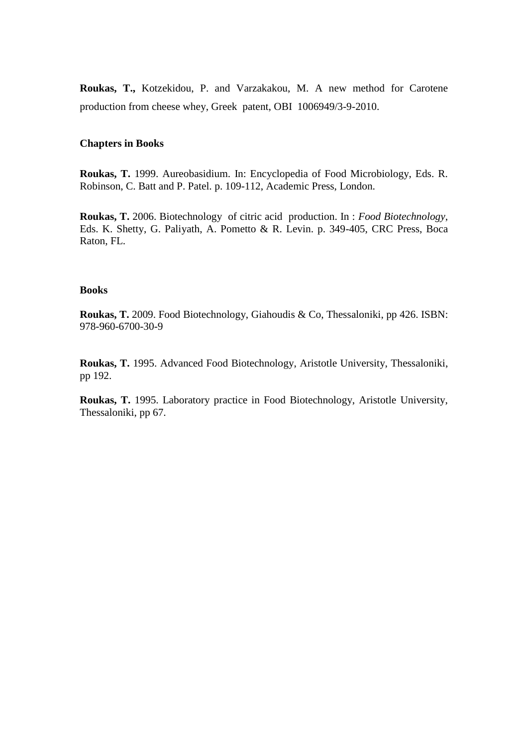**Roukas, T.,** Kotzekidou, P. and Varzakakou, M. A new method for Carotene production from cheese whey, Greek patent, OBI 1006949/3-9-2010.

## Chapters in Books

**Roukas, T.** 1999. Aureobasidium. In: Encyclopedia of Food Microbiology, Eds. R. Robinson, C. Batt and P. Patel. p. 109-112, Academic Press, London.

**Roukas, T.** 2006. Biotechnology of citric acid production. In : *Food Biotechnology*, Eds. K. Shetty, G. Paliyath, A. Pometto & R. Levin. p. 349-405, CRC Press, Boca Raton, FL.

## Books

**Roukas, T.** 2009. Food Biotechnology, Giahoudis & Co, Thessaloniki, pp 426. ISBN: 978-960-6700-30-9

**Roukas, T.** 1995. Advanced Food Biotechnology, Aristotle University, Thessaloniki, pp 192.

**Roukas, T.** 1995. Laboratory practice in Food Biotechnology, Aristotle University, Thessaloniki, pp 67.